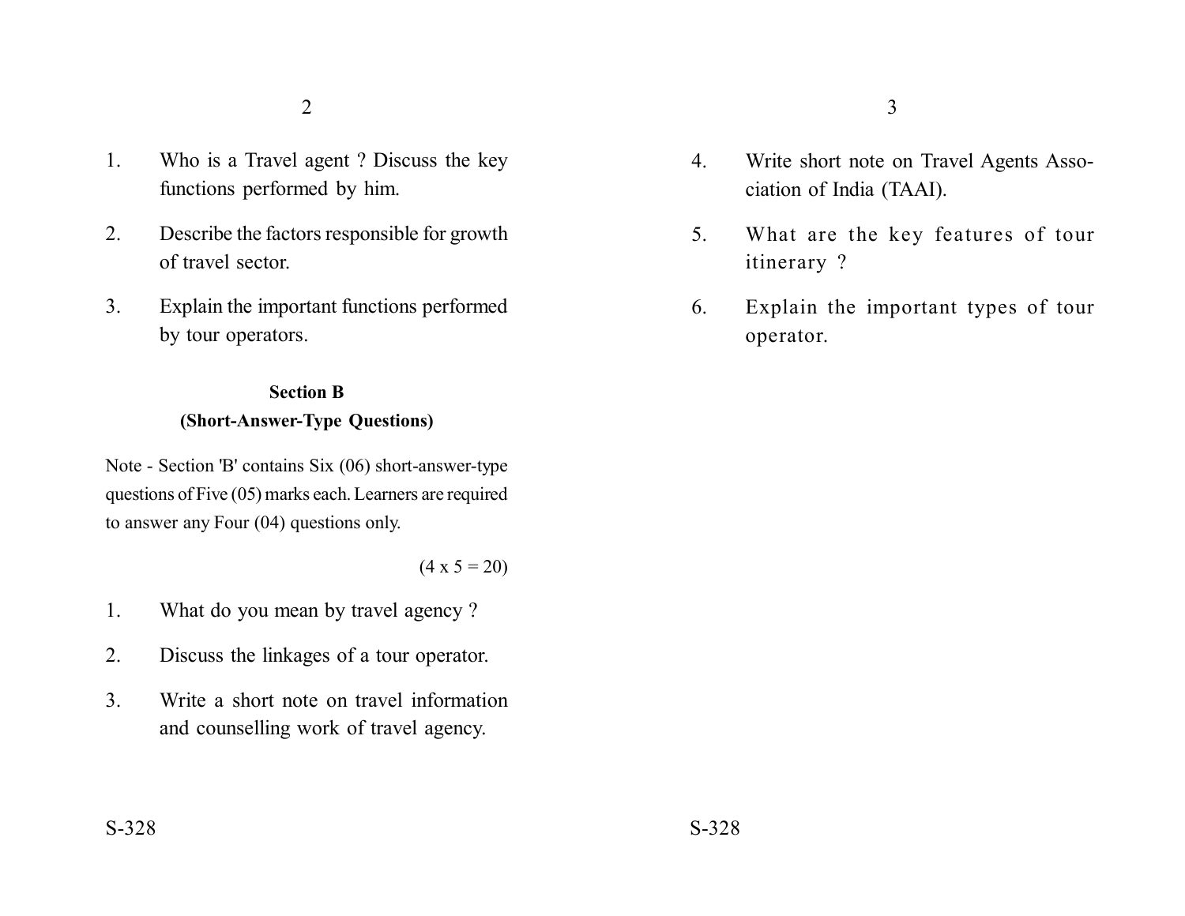1. Who is a Travel agent ? Discuss the key functions performed by him.
2. Describe the factors responsible for growth of travel sector.
3. Explain the important functions performed by tour operators.

**Section B**
**(Short-Answer-Type Questions)**

Note - Section 'B' contains Six (06) short-answer-type questions of Five (05) marks each. Learners are required to answer any Four (04) questions only.

(4 x 5 = 20)

1. What do you mean by travel agency ?
2. Discuss the linkages of a tour operator.
3. Write a short note on travel information and counselling work of travel agency.
4. Write short note on Travel Agents Association of India (TAAI).
5. What are the key features of tour itinerary ?
6. Explain the important types of tour operator.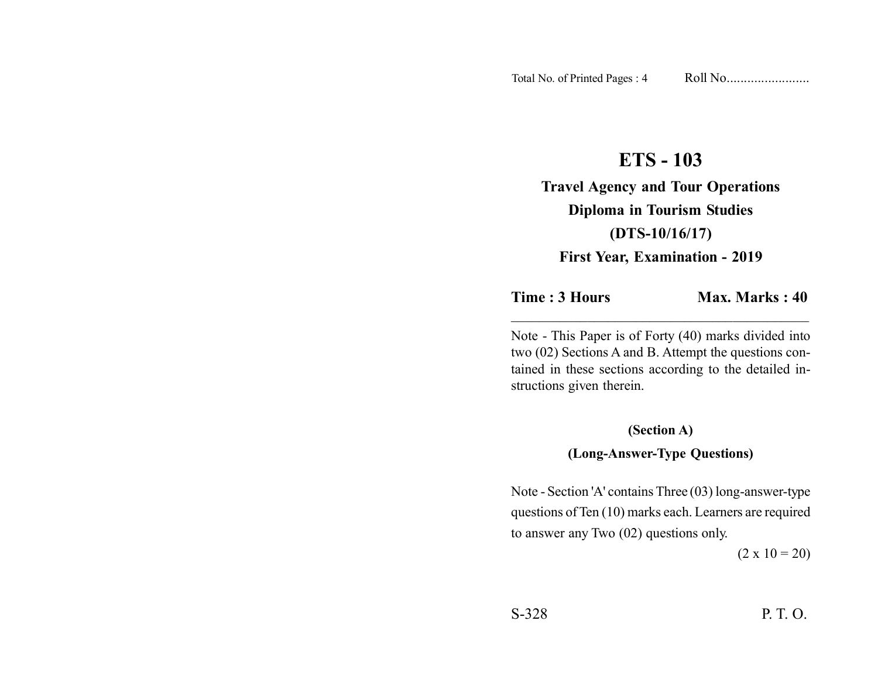Total No. of Printed Pages : 4 Roll No........................

# ETS - 103

## Travel Agency and Tour Operations

## Diploma in Tourism Studies

## (DTS-10/16/17)

## First Year, Examination - 2019

**Time : 3 Hours** **Max. Marks : 40**

Note - This Paper is of Forty (40) marks divided into two (02) Sections A and B. Attempt the questions contained in these sections according to the detailed instructions given therein.

### (Section A)

### (Long-Answer-Type Questions)

Note - Section 'A' contains Three (03) long-answer-type questions of Ten (10) marks each. Learners are required to answer any Two (02) questions only.

(2 x 10 = 20)

S-328 P. T. O.